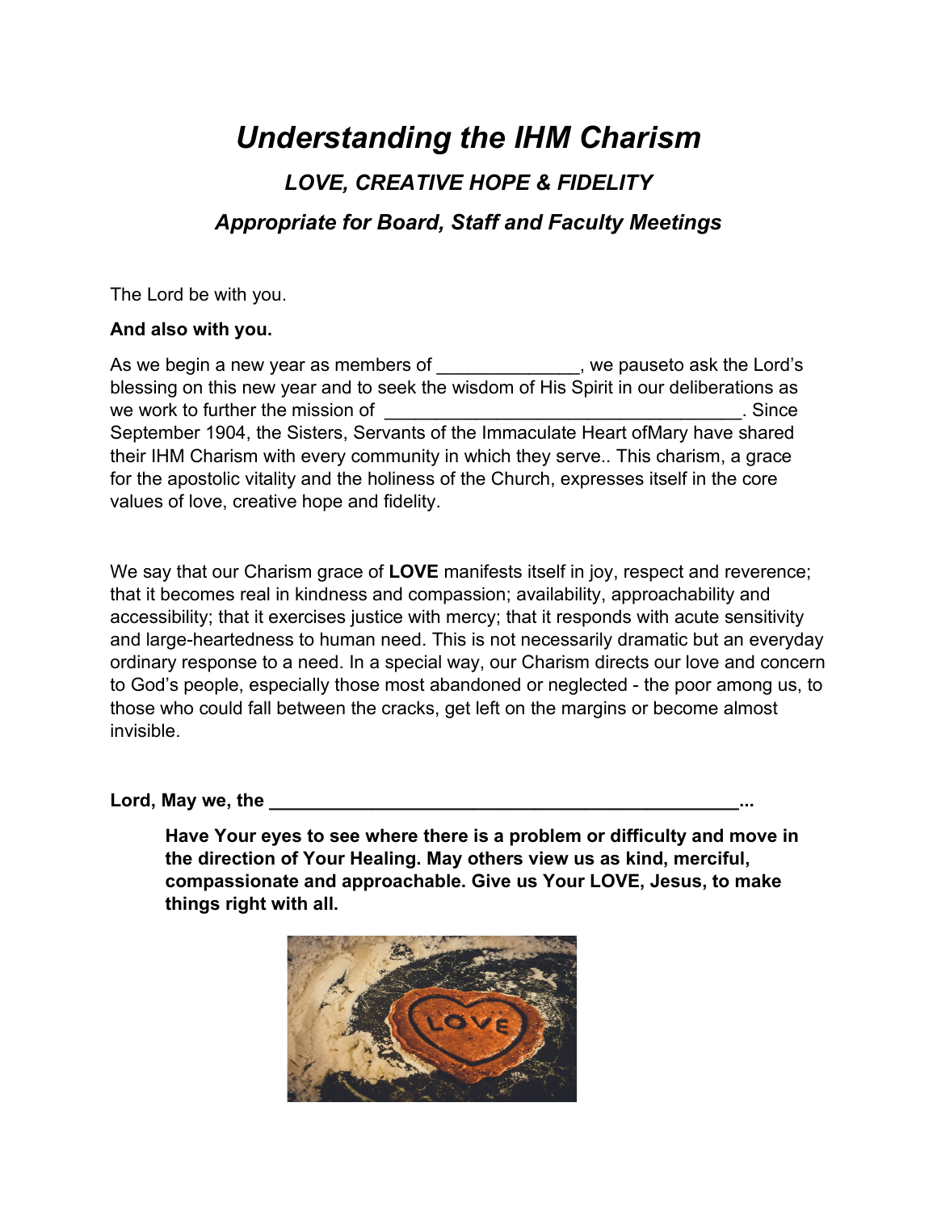# *Understanding the IHM Charism*

## *LOVE, CREATIVE HOPE & FIDELITY*

### *Appropriate for Board, Staff and Faculty Meetings*

The Lord be with you.

**And also with you.**

As we begin a new year as members of ______________, we pauseto ask the Lord's blessing on this new year and to seek the wisdom of His Spirit in our deliberations as we work to further the mission of ___________________________________. Since September 1904, the Sisters, Servants of the Immaculate Heart ofMary have shared their IHM Charism with every community in which they serve.. This charism, a grace for the apostolic vitality and the holiness of the Church, expresses itself in the core values of love, creative hope and fidelity.

We say that our Charism grace of **LOVE** manifests itself in joy, respect and reverence; that it becomes real in kindness and compassion; availability, approachability and accessibility; that it exercises justice with mercy; that it responds with acute sensitivity and large-heartedness to human need. This is not necessarily dramatic but an everyday ordinary response to a need. In a special way, our Charism directs our love and concern to God's people, especially those most abandoned or neglected - the poor among us, to those who could fall between the cracks, get left on the margins or become almost invisible.

**Lord, May we, the _______________________________________________...**

> **Have Your eyes to see where there is a problem or difficulty and move in the direction of Your Healing. May others view us as kind, merciful, compassionate and approachable. Give us Your LOVE, Jesus, to make things right with all.**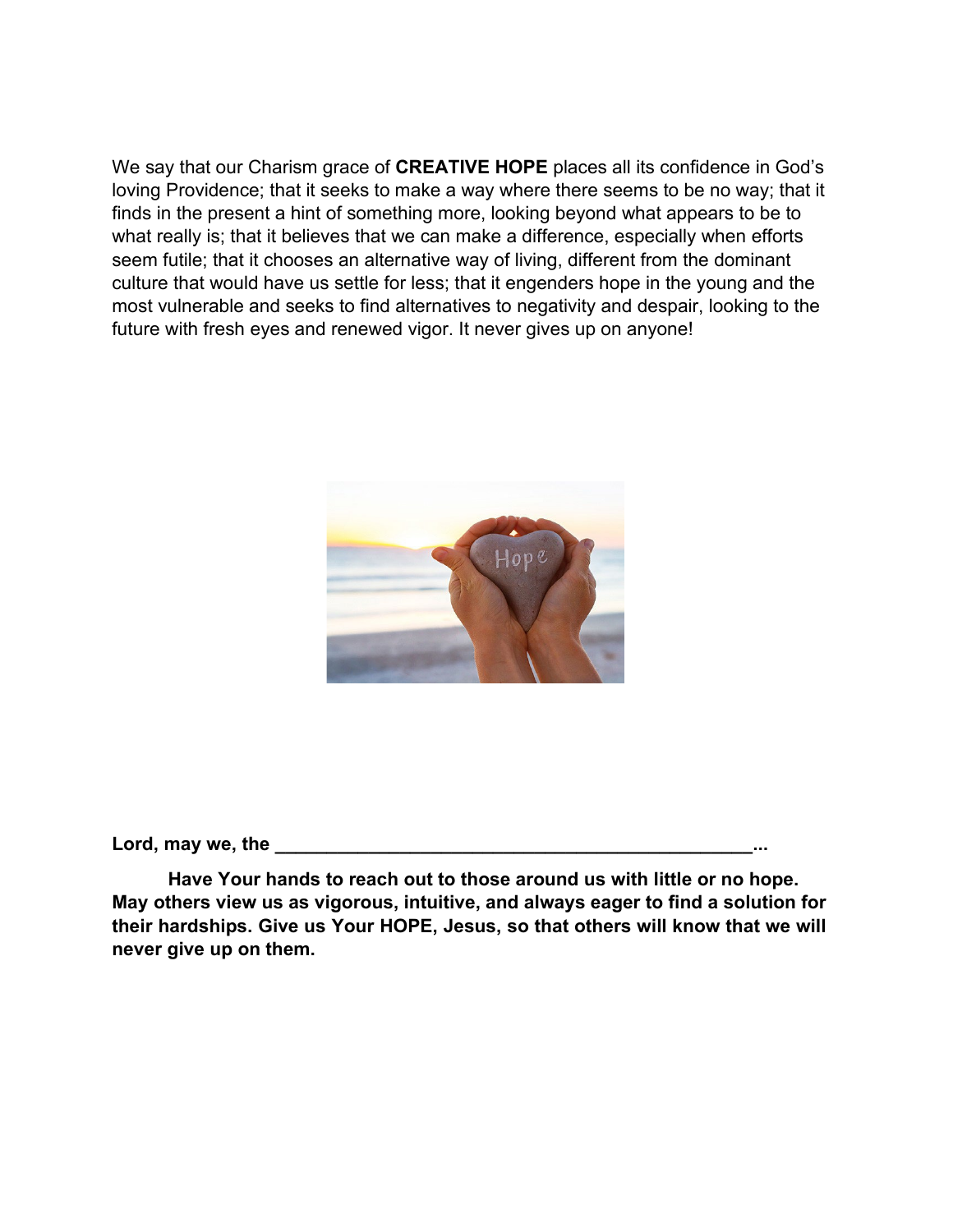We say that our Charism grace of **CREATIVE HOPE** places all its confidence in God's loving Providence; that it seeks to make a way where there seems to be no way; that it finds in the present a hint of something more, looking beyond what appears to be to what really is; that it believes that we can make a difference, especially when efforts seem futile; that it chooses an alternative way of living, different from the dominant culture that would have us settle for less; that it engenders hope in the young and the most vulnerable and seeks to find alternatives to negativity and despair, looking to the future with fresh eyes and renewed vigor. It never gives up on anyone!

**Lord, may we, the ________________________________________________...**

**Have Your hands to reach out to those around us with little or no hope. May others view us as vigorous, intuitive, and always eager to find a solution for their hardships. Give us Your HOPE, Jesus, so that others will know that we will never give up on them.**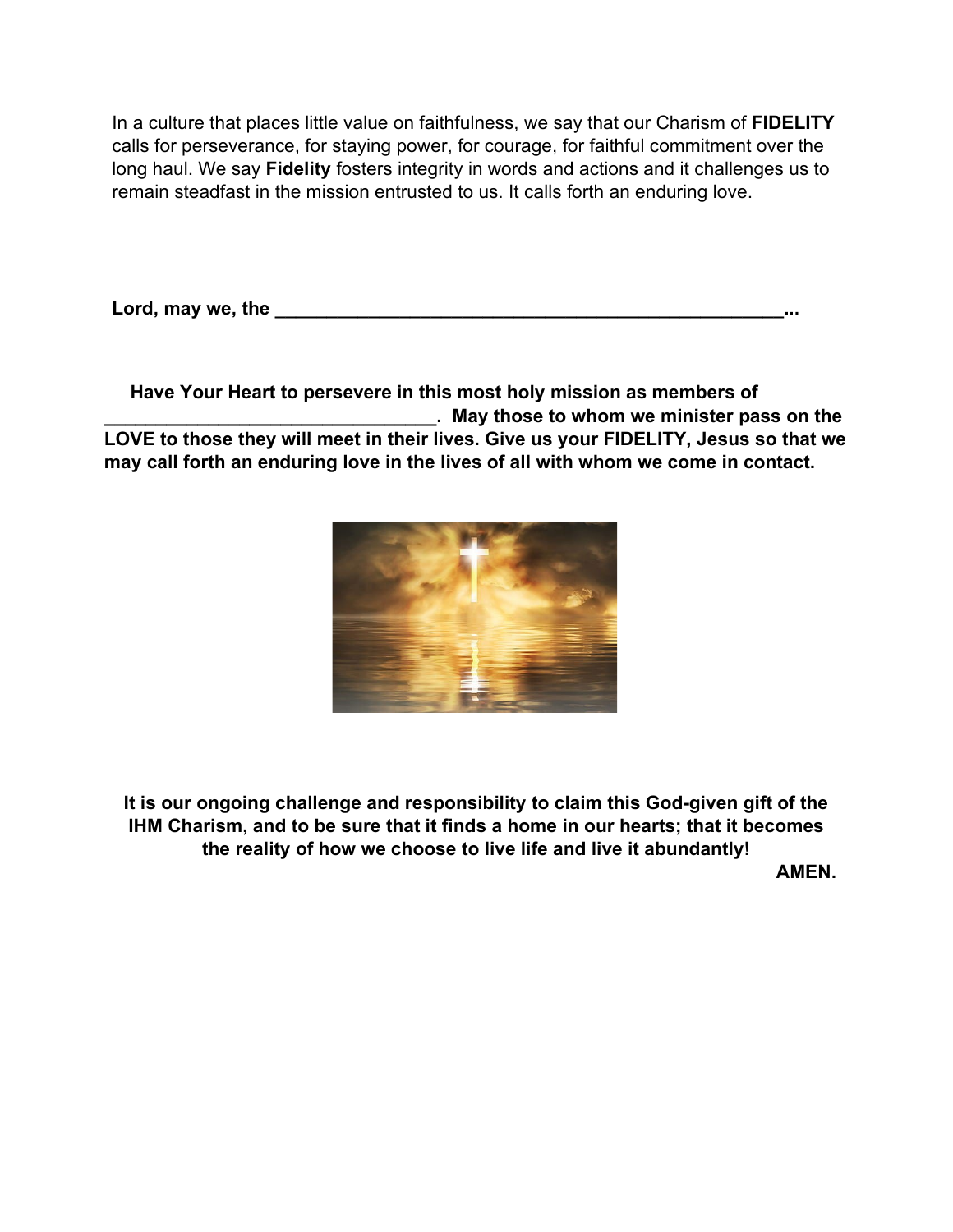In a culture that places little value on faithfulness, we say that our Charism of **FIDELITY** calls for perseverance, for staying power, for courage, for faithful commitment over the long haul. We say **Fidelity** fosters integrity in words and actions and it challenges us to remain steadfast in the mission entrusted to us. It calls forth an enduring love.

**Lord, may we, the ___________________________________________________...**

**Have Your Heart to persevere in this most holy mission as members of _________________________________. May those to whom we minister pass on the LOVE to those they will meet in their lives. Give us your FIDELITY, Jesus so that we may call forth an enduring love in the lives of all with whom we come in contact.**

**It is our ongoing challenge and responsibility to claim this God-given gift of the IHM Charism, and to be sure that it finds a home in our hearts; that it becomes the reality of how we choose to live life and live it abundantly!**

**AMEN.**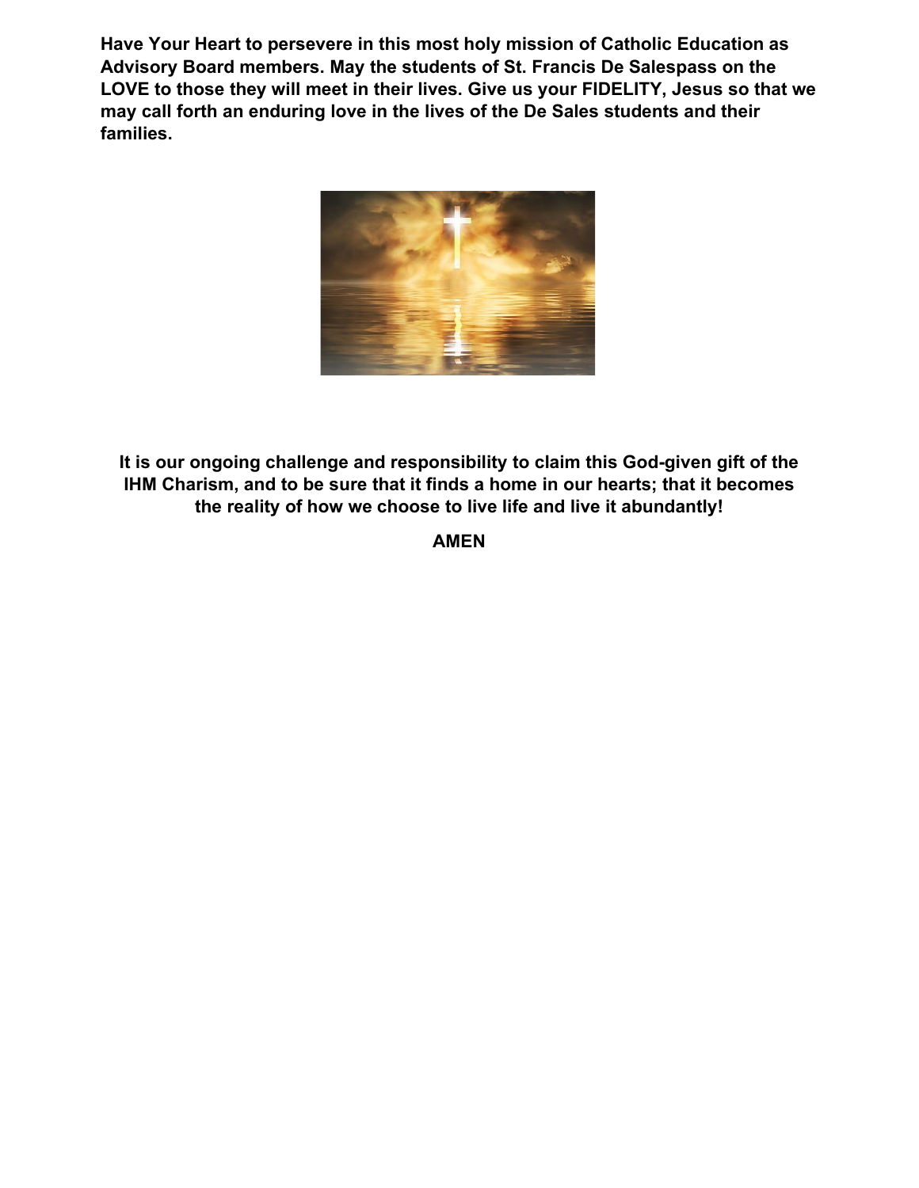**Have Your Heart to persevere in this most holy mission of Catholic Education as Advisory Board members. May the students of St. Francis De Salespass on the LOVE to those they will meet in their lives. Give us your FIDELITY, Jesus so that we may call forth an enduring love in the lives of the De Sales students and their families.**

**It is our ongoing challenge and responsibility to claim this God-given gift of the IHM Charism, and to be sure that it finds a home in our hearts; that it becomes the reality of how we choose to live life and live it abundantly!**

**AMEN**